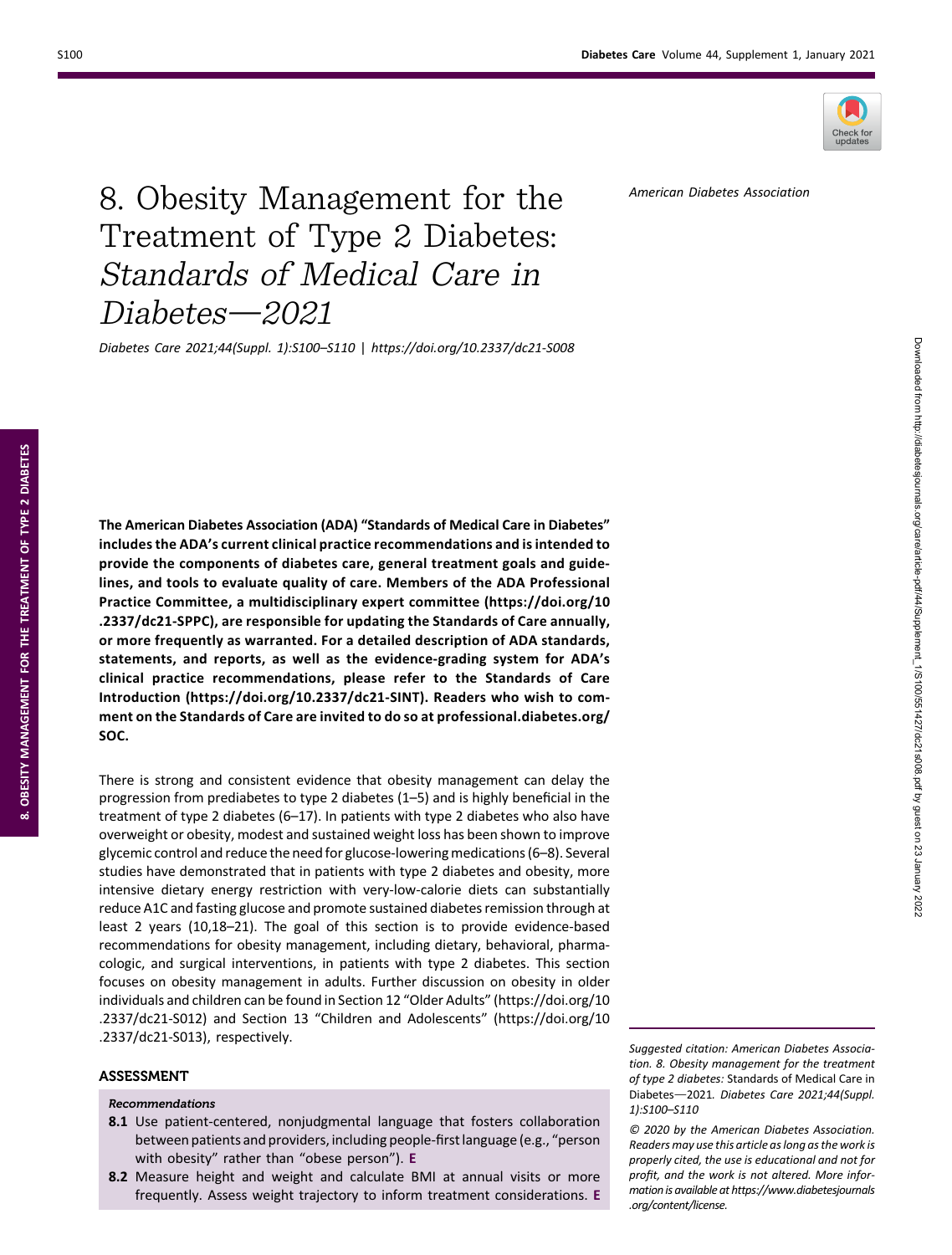# 8. Obesity Management for the Treatment of Type 2 Diabetes: *Standards of Medical Care in Diabetes—2021*

*Diabetes Care 2021;44(Suppl. 1):S100–S110 | https://doi.org/10.2337/dc21-S008*

*American Diabetes Association*

**The American Diabetes Association (ADA) "Standards of Medical Care in Diabetes" includes the ADA's current clinical practice recommendations and is intended to provide the components of diabetes care, general treatment goals and guidelines, and tools to evaluate quality of care. Members of the ADA Professional Practice Committee, a multidisciplinary expert committee (https://doi.org/10.2337/dc21-SPPC), are responsible for updating the Standards of Care annually, or more frequently as warranted. For a detailed description of ADA standards, statements, and reports, as well as the evidence-grading system for ADA's clinical practice recommendations, please refer to the Standards of Care Introduction (https://doi.org/10.2337/dc21-SINT). Readers who wish to comment on the Standards of Care are invited to do so at professional.diabetes.org/SOC.**

There is strong and consistent evidence that obesity management can delay the progression from prediabetes to type 2 diabetes (1–5) and is highly beneficial in the treatment of type 2 diabetes (6–17). In patients with type 2 diabetes who also have overweight or obesity, modest and sustained weight loss has been shown to improve glycemic control and reduce the need for glucose-lowering medications (6–8). Several studies have demonstrated that in patients with type 2 diabetes and obesity, more intensive dietary energy restriction with very-low-calorie diets can substantially reduce A1C and fasting glucose and promote sustained diabetes remission through at least 2 years (10,18–21). The goal of this section is to provide evidence-based recommendations for obesity management, including dietary, behavioral, pharmacologic, and surgical interventions, in patients with type 2 diabetes. This section focuses on obesity management in adults. Further discussion on obesity in older individuals and children can be found in Section 12 "Older Adults" (https://doi.org/10.2337/dc21-S012) and Section 13 "Children and Adolescents" (https://doi.org/10.2337/dc21-S013), respectively.

## ASSESSMENT

*Recommendations*

**8.1** Use patient-centered, nonjudgmental language that fosters collaboration between patients and providers, including people-first language (e.g., "person with obesity" rather than "obese person"). **E**

**8.2** Measure height and weight and calculate BMI at annual visits or more frequently. Assess weight trajectory to inform treatment considerations. **E**

*Suggested citation: American Diabetes Association. 8. Obesity management for the treatment of type 2 diabetes:* Standards of Medical Care in Diabetes—2021. *Diabetes Care 2021;44(Suppl. 1):S100–S110*

*© 2020 by the American Diabetes Association. Readers may use this article as long as the work is properly cited, the use is educational and not for profit, and the work is not altered. More information is available at https://www.diabetesjournals.org/content/license.*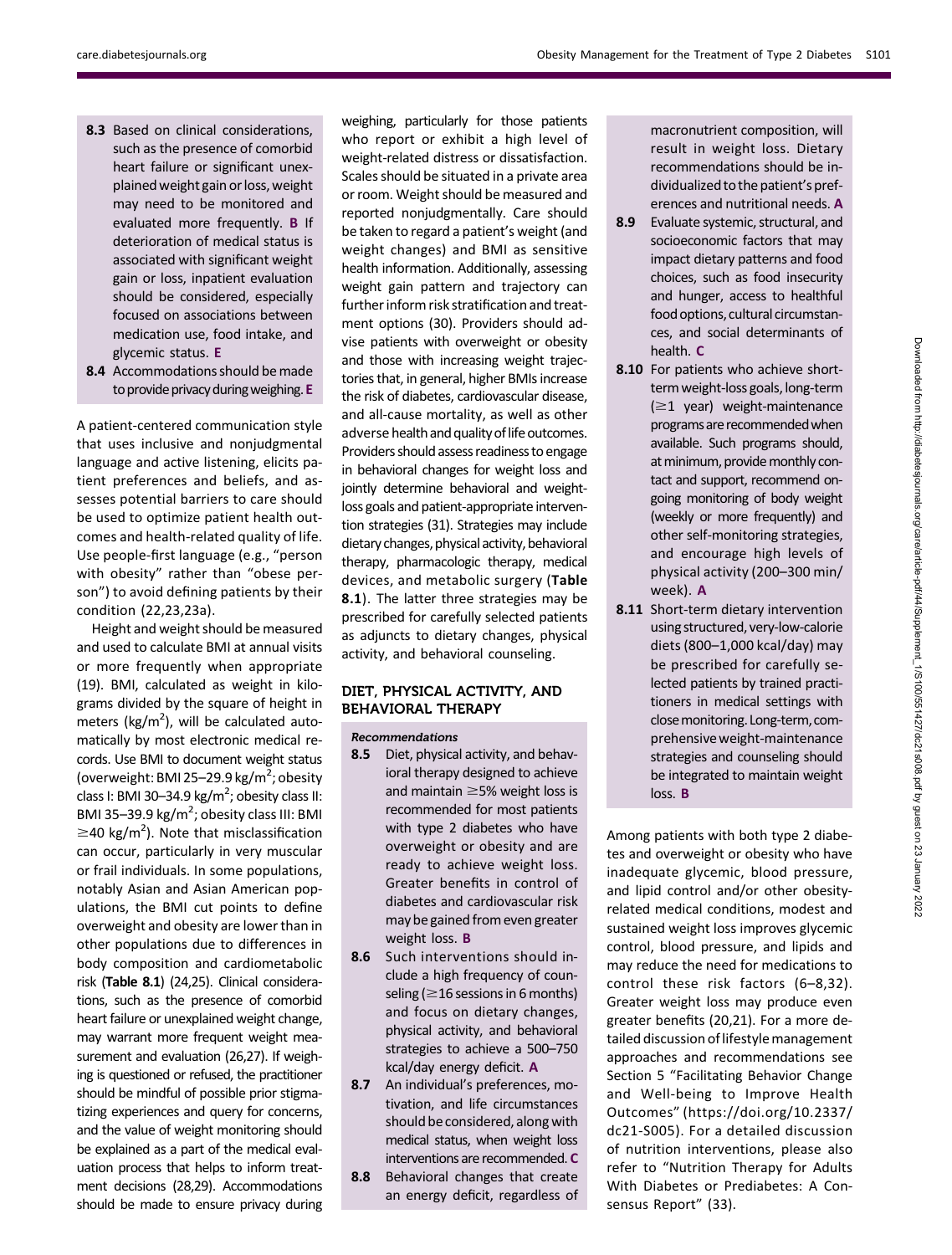**8.3** Based on clinical considerations, such as the presence of comorbid heart failure or significant unexplained weight gain or loss, weight may need to be monitored and evaluated more frequently. **B** If deterioration of medical status is associated with significant weight gain or loss, inpatient evaluation should be considered, especially focused on associations between medication use, food intake, and glycemic status. **E**

**8.4** Accommodations should be made to provide privacy during weighing. **E**

A patient-centered communication style that uses inclusive and nonjudgmental language and active listening, elicits patient preferences and beliefs, and assesses potential barriers to care should be used to optimize patient health outcomes and health-related quality of life. Use people-first language (e.g., "person with obesity" rather than "obese person") to avoid defining patients by their condition (22,23,23a).

Height and weight should be measured and used to calculate BMI at annual visits or more frequently when appropriate (19). BMI, calculated as weight in kilograms divided by the square of height in meters (kg/m$^2$), will be calculated automatically by most electronic medical records. Use BMI to document weight status (overweight: BMI 25–29.9 kg/m$^2$; obesity class I: BMI 30–34.9 kg/m$^2$; obesity class II: BMI 35–39.9 kg/m$^2$; obesity class III: BMI $\geq$40 kg/m$^2$). Note that misclassification can occur, particularly in very muscular or frail individuals. In some populations, notably Asian and Asian American populations, the BMI cut points to define overweight and obesity are lower than in other populations due to differences in body composition and cardiometabolic risk (**Table 8.1**) (24,25). Clinical considerations, such as the presence of comorbid heart failure or unexplained weight change, may warrant more frequent weight measurement and evaluation (26,27). If weighing is questioned or refused, the practitioner should be mindful of possible prior stigmatizing experiences and query for concerns, and the value of weight monitoring should be explained as a part of the medical evaluation process that helps to inform treatment decisions (28,29). Accommodations should be made to ensure privacy during weighing, particularly for those patients who report or exhibit a high level of weight-related distress or dissatisfaction. Scales should be situated in a private area or room. Weight should be measured and reported nonjudgmentally. Care should be taken to regard a patient's weight (and weight changes) and BMI as sensitive health information. Additionally, assessing weight gain pattern and trajectory can further inform risk stratification and treatment options (30). Providers should advise patients with overweight or obesity and those with increasing weight trajectories that, in general, higher BMIs increase the risk of diabetes, cardiovascular disease, and all-cause mortality, as well as other adverse health and quality of life outcomes. Providers should assess readiness to engage in behavioral changes for weight loss and jointly determine behavioral and weight-loss goals and patient-appropriate intervention strategies (31). Strategies may include dietary changes, physical activity, behavioral therapy, pharmacologic therapy, medical devices, and metabolic surgery (**Table 8.1**). The latter three strategies may be prescribed for carefully selected patients as adjuncts to dietary changes, physical activity, and behavioral counseling.

## DIET, PHYSICAL ACTIVITY, AND BEHAVIORAL THERAPY

### *Recommendations*

**8.5** Diet, physical activity, and behavioral therapy designed to achieve and maintain $\geq$5% weight loss is recommended for most patients with type 2 diabetes who have overweight or obesity and are ready to achieve weight loss. Greater benefits in control of diabetes and cardiovascular risk may be gained from even greater weight loss. **B**

**8.6** Such interventions should include a high frequency of counseling ($\geq$16 sessions in 6 months) and focus on dietary changes, physical activity, and behavioral strategies to achieve a 500–750 kcal/day energy deficit. **A**

**8.7** An individual's preferences, motivation, and life circumstances should be considered, along with medical status, when weight loss interventions are recommended. **C**

**8.8** Behavioral changes that create an energy deficit, regardless of macronutrient composition, will result in weight loss. Dietary recommendations should be individualized to the patient's preferences and nutritional needs. **A**

**8.9** Evaluate systemic, structural, and socioeconomic factors that may impact dietary patterns and food choices, such as food insecurity and hunger, access to healthful food options, cultural circumstances, and social determinants of health. **C**

**8.10** For patients who achieve short-term weight-loss goals, long-term ($\geq$1 year) weight-maintenance programs are recommended when available. Such programs should, at minimum, provide monthly contact and support, recommend ongoing monitoring of body weight (weekly or more frequently) and other self-monitoring strategies, and encourage high levels of physical activity (200–300 min/week). **A**

**8.11** Short-term dietary intervention using structured, very-low-calorie diets (800–1,000 kcal/day) may be prescribed for carefully selected patients by trained practitioners in medical settings with close monitoring. Long-term, comprehensive weight-maintenance strategies and counseling should be integrated to maintain weight loss. **B**

Among patients with both type 2 diabetes and overweight or obesity who have inadequate glycemic, blood pressure, and lipid control and/or other obesity-related medical conditions, modest and sustained weight loss improves glycemic control, blood pressure, and lipids and may reduce the need for medications to control these risk factors (6–8,32). Greater weight loss may produce even greater benefits (20,21). For a more detailed discussion of lifestyle management approaches and recommendations see Section 5 "Facilitating Behavior Change and Well-being to Improve Health Outcomes" (https://doi.org/10.2337/dc21-S005). For a detailed discussion of nutrition interventions, please also refer to "Nutrition Therapy for Adults With Diabetes or Prediabetes: A Consensus Report" (33).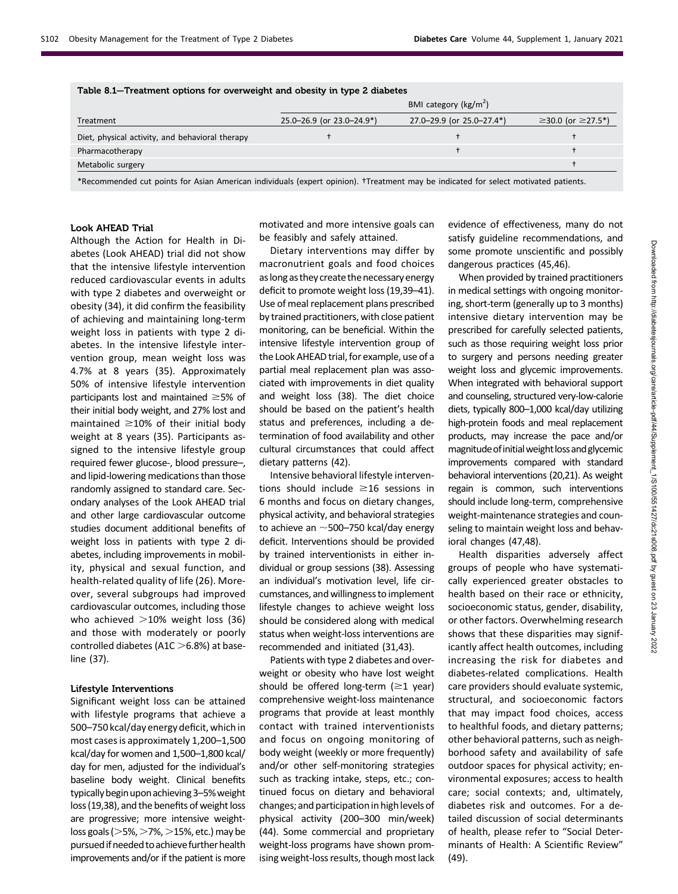Table 8.1—Treatment options for overweight and obesity in type 2 diabetes

| Treatment | BMI category (kg/m$^2$) | | |
|---|---|---|---|
| | 25.0–26.9 (or 23.0–24.9*) | 27.0–29.9 (or 25.0–27.4*) | ≥30.0 (or ≥27.5*) |
| Diet, physical activity, and behavioral therapy | † | † | † |
| Pharmacotherapy | | † | † |
| Metabolic surgery | | | † |

*Recommended cut points for Asian American individuals (expert opinion). †Treatment may be indicated for select motivated patients.

### Look AHEAD Trial

Although the Action for Health in Diabetes (Look AHEAD) trial did not show that the intensive lifestyle intervention reduced cardiovascular events in adults with type 2 diabetes and overweight or obesity (34), it did confirm the feasibility of achieving and maintaining long-term weight loss in patients with type 2 diabetes. In the intensive lifestyle intervention group, mean weight loss was 4.7% at 8 years (35). Approximately 50% of intensive lifestyle intervention participants lost and maintained ≥5% of their initial body weight, and 27% lost and maintained ≥10% of their initial body weight at 8 years (35). Participants assigned to the intensive lifestyle group required fewer glucose-, blood pressure–, and lipid-lowering medications than those randomly assigned to standard care. Secondary analyses of the Look AHEAD trial and other large cardiovascular outcome studies document additional benefits of weight loss in patients with type 2 diabetes, including improvements in mobility, physical and sexual function, and health-related quality of life (26). Moreover, several subgroups had improved cardiovascular outcomes, including those who achieved >10% weight loss (36) and those with moderately or poorly controlled diabetes (A1C >6.8%) at baseline (37).

### Lifestyle Interventions

Significant weight loss can be attained with lifestyle programs that achieve a 500–750 kcal/day energy deficit, which in most cases is approximately 1,200–1,500 kcal/day for women and 1,500–1,800 kcal/day for men, adjusted for the individual's baseline body weight. Clinical benefits typically begin upon achieving 3–5% weight loss (19,38), and the benefits of weight loss are progressive; more intensive weight-loss goals (>5%, >7%, >15%, etc.) may be pursued if needed to achieve further health improvements and/or if the patient is more motivated and more intensive goals can be feasibly and safely attained.

Dietary interventions may differ by macronutrient goals and food choices as long as they create the necessary energy deficit to promote weight loss (19,39–41). Use of meal replacement plans prescribed by trained practitioners, with close patient monitoring, can be beneficial. Within the intensive lifestyle intervention group of the Look AHEAD trial, for example, use of a partial meal replacement plan was associated with improvements in diet quality and weight loss (38). The diet choice should be based on the patient's health status and preferences, including a determination of food availability and other cultural circumstances that could affect dietary patterns (42).

Intensive behavioral lifestyle interventions should include ≥16 sessions in 6 months and focus on dietary changes, physical activity, and behavioral strategies to achieve an ~500–750 kcal/day energy deficit. Interventions should be provided by trained interventionists in either individual or group sessions (38). Assessing an individual's motivation level, life circumstances, and willingness to implement lifestyle changes to achieve weight loss should be considered along with medical status when weight-loss interventions are recommended and initiated (31,43).

Patients with type 2 diabetes and overweight or obesity who have lost weight should be offered long-term (≥1 year) comprehensive weight-loss maintenance programs that provide at least monthly contact with trained interventionists and focus on ongoing monitoring of body weight (weekly or more frequently) and/or other self-monitoring strategies such as tracking intake, steps, etc.; continued focus on dietary and behavioral changes; and participation in high levels of physical activity (200–300 min/week) (44). Some commercial and proprietary weight-loss programs have shown promising weight-loss results, though most lack evidence of effectiveness, many do not satisfy guideline recommendations, and some promote unscientific and possibly dangerous practices (45,46).

When provided by trained practitioners in medical settings with ongoing monitoring, short-term (generally up to 3 months) intensive dietary intervention may be prescribed for carefully selected patients, such as those requiring weight loss prior to surgery and persons needing greater weight loss and glycemic improvements. When integrated with behavioral support and counseling, structured very-low-calorie diets, typically 800–1,000 kcal/day utilizing high-protein foods and meal replacement products, may increase the pace and/or magnitude of initial weight loss and glycemic improvements compared with standard behavioral interventions (20,21). As weight regain is common, such interventions should include long-term, comprehensive weight-maintenance strategies and counseling to maintain weight loss and behavioral changes (47,48).

Health disparities adversely affect groups of people who have systematically experienced greater obstacles to health based on their race or ethnicity, socioeconomic status, gender, disability, or other factors. Overwhelming research shows that these disparities may significantly affect health outcomes, including increasing the risk for diabetes and diabetes-related complications. Health care providers should evaluate systemic, structural, and socioeconomic factors that may impact food choices, access to healthful foods, and dietary patterns; other behavioral patterns, such as neighborhood safety and availability of safe outdoor spaces for physical activity; environmental exposures; access to health care; social contexts; and, ultimately, diabetes risk and outcomes. For a detailed discussion of social determinants of health, please refer to "Social Determinants of Health: A Scientific Review" (49).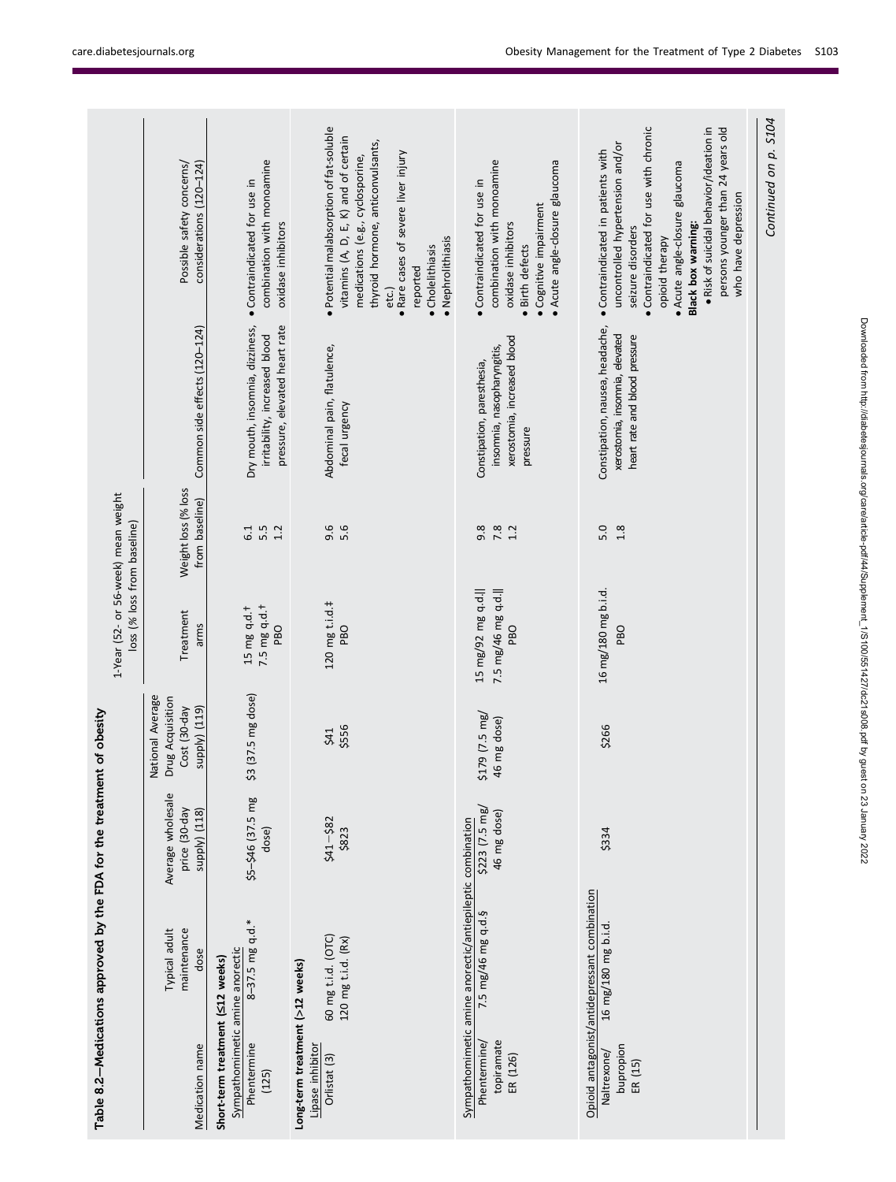**Table 8.2—Medications approved by the FDA for the treatment of obesity**

| Medication name | Typical adult maintenance dose | Average wholesale price (30-day supply) (118) | National Average Drug Acquisition Cost (30-day supply) (119) | 1-Year (52- or 56-week) mean weight loss (% loss from baseline): Treatment arms | 1-Year (52- or 56-week) mean weight loss (% loss from baseline): Weight loss (% loss from baseline) | Common side effects (120–124) | Possible safety concerns/ considerations (120–124) |
|---|---|---|---|---|---|---|---|
| **Short-term treatment (≤12 weeks)** | | | | | | | |
| Sympathomimetic amine anorectic | | | | | | | |
| Phentermine (125) | 8–37.5 mg q.d.* | $5–$46 (37.5 mg dose) | $3 (37.5 mg dose) | 15 mg q.d.† <br> 7.5 mg q.d.† <br> PBO | 6.1 <br> 5.5 <br> 1.2 | Dry mouth, insomnia, dizziness, irritability, increased blood pressure, elevated heart rate | • Contraindicated for use in combination with monoamine oxidase inhibitors |
| **Long-term treatment (>12 weeks)** | | | | | | | |
| Lipase inhibitor | | | | | | | |
| Orlistat (3) | 60 mg t.i.d. (OTC) <br> 120 mg t.i.d. (Rx) | $41–$82 <br> $823 | $41 <br> $556 | 120 mg t.i.d.‡ <br> PBO | 9.6 <br> 5.6 | Abdominal pain, flatulence, fecal urgency | • Potential malabsorption of fat-soluble vitamins (A, D, E, K) and of certain medications (e.g., cyclosporine, thyroid hormone, anticonvulsants, etc.) <br> • Rare cases of severe liver injury reported <br> • Cholelithiasis <br> • Nephrolithiasis |
| Sympathomimetic amine anorectic/antiepileptic combination | | | | | | | |
| Phentermine/ topiramate ER (126) | 7.5 mg/46 mg q.d.§ | $223 (7.5 mg/ 46 mg dose) | $179 (7.5 mg/ 46 mg dose) | 15 mg/92 mg q.d.‖ <br> 7.5 mg/46 mg q.d.‖ <br> PBO | 9.8 <br> 7.8 <br> 1.2 | Constipation, paresthesia, insomnia, nasopharyngitis, xerostomia, increased blood pressure | • Contraindicated for use in combination with monoamine oxidase inhibitors <br> • Birth defects <br> • Cognitive impairment <br> • Acute angle-closure glaucoma |
| Opioid antagonist/antidepressant combination | | | | | | | |
| Naltrexone/ bupropion ER (15) | 16 mg/180 mg b.i.d. | $334 | $266 | 16 mg/180 mg b.i.d. <br> PBO | 5.0 <br> 1.8 | Constipation, nausea, headache, xerostomia, insomnia, elevated heart rate and blood pressure | • Contraindicated in patients with uncontrolled hypertension and/or seizure disorders <br> • Contraindicated for use with chronic opioid therapy <br> • Acute angle-closure glaucoma <br> **Black box warning:** <br> • Risk of suicidal behavior/ideation in persons younger than 24 years old who have depression |

*Continued on p. S104*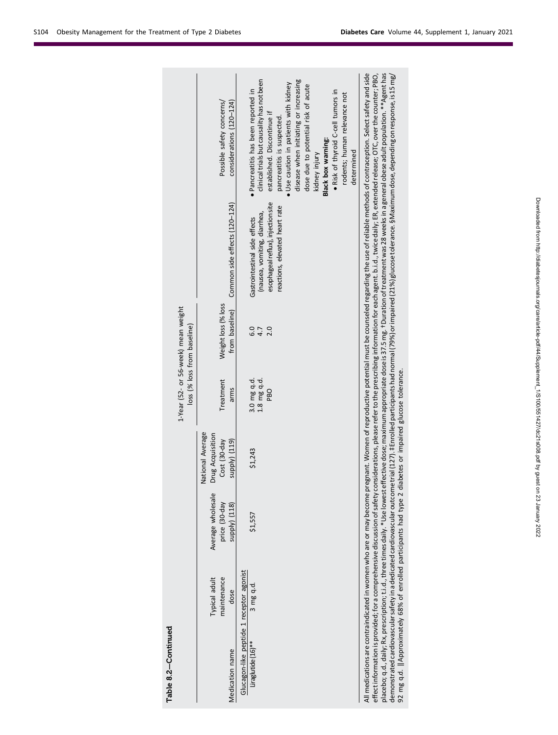**Table 8.2—Continued**

| Medication name | Typical adult maintenance dose | Average wholesale price (30-day supply) (118) | National Average Drug Acquisition Cost (30-day supply) (119) | 1-Year (52- or 56-week) mean weight loss (% loss from baseline) | | Common side effects (120–124) | Possible safety concerns/ considerations (120–124) |
|---|---|---|---|---|---|---|---|
| | | | | Treatment arms | Weight loss (% loss from baseline) | | |
| Glucagon-like peptide 1 receptor agonist | | | | | | | |
| Liraglutide (16)** | 3 mg q.d. | $1,557 | $1,243 | 3.0 mg q.d.<br>1.8 mg q.d.<br>PBO | 6.0<br>4.7<br>2.0 | Gastrointestinal side effects (nausea, vomiting, diarrhea, esophageal reflux), injection site reactions, elevated heart rate | • Pancreatitis has been reported in clinical trials but causality has not been established. Discontinue if pancreatitis is suspected.<br>• Use caution in patients with kidney disease when initiating or increasing dose due to potential risk of acute kidney injury<br>**Black box warning:**<br>• Risk of thyroid C-cell tumors in rodents; human relevance not determined |

All medications are contraindicated in women who are or may become pregnant. Women of reproductive potential must be counseled regarding the use of reliable methods of contraception. Select safety and side effect information is provided; for a comprehensive discussion of safety considerations, please refer to the prescribing information for each agent. b.i.d., twice daily; ER, extended release; OTC, over the counter; PBO, placebo; q.d., daily; Rx, prescription; t.i.d., three times daily. *Use lowest effective dose; maximum appropriate dose is 37.5 mg. †Duration of treatment was 28 weeks in a general obese adult population. **Agent has demonstrated cardiovascular safety in a dedicated cardiovascular outcome trial (127). ‡Enrolled participants had normal (79%) or impaired (21%) glucose tolerance. §Maximum dose, depending on response, is 15 mg/92 mg q.d. ||Approximately 68% of enrolled participants had type 2 diabetes or impaired glucose tolerance.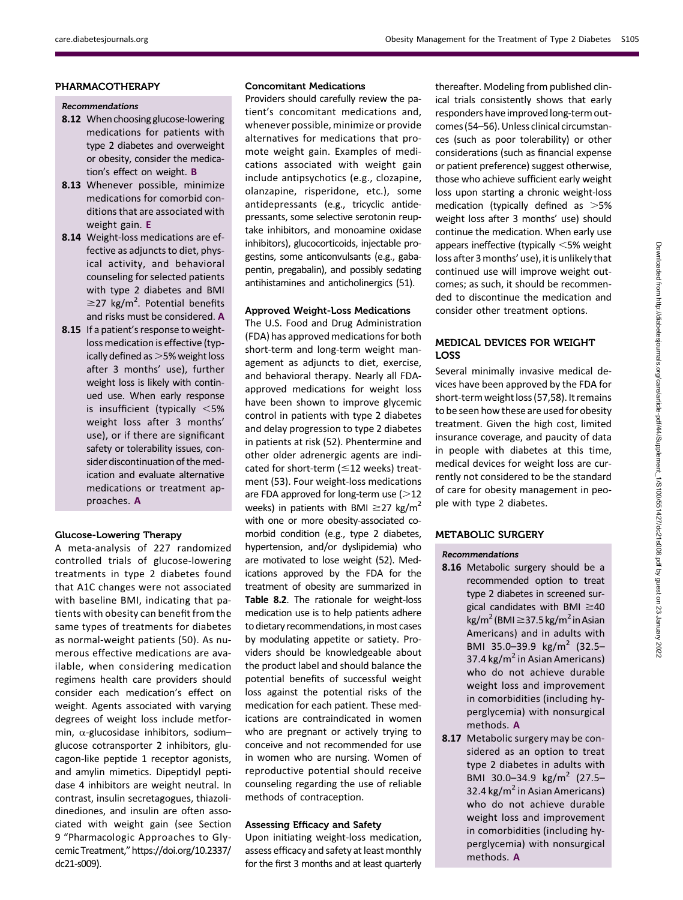## PHARMACOTHERAPY

### Recommendations

- **8.12** When choosing glucose-lowering medications for patients with type 2 diabetes and overweight or obesity, consider the medication's effect on weight. **B**
- **8.13** Whenever possible, minimize medications for comorbid conditions that are associated with weight gain. **E**
- **8.14** Weight-loss medications are effective as adjuncts to diet, physical activity, and behavioral counseling for selected patients with type 2 diabetes and BMI $\geq$27 kg/m$^2$. Potential benefits and risks must be considered. **A**
- **8.15** If a patient's response to weight-loss medication is effective (typically defined as >5% weight loss after 3 months' use), further weight loss is likely with continued use. When early response is insufficient (typically <5% weight loss after 3 months' use), or if there are significant safety or tolerability issues, consider discontinuation of the medication and evaluate alternative medications or treatment approaches. **A**

### Glucose-Lowering Therapy

A meta-analysis of 227 randomized controlled trials of glucose-lowering treatments in type 2 diabetes found that A1C changes were not associated with baseline BMI, indicating that patients with obesity can benefit from the same types of treatments for diabetes as normal-weight patients (50). As numerous effective medications are available, when considering medication regimens health care providers should consider each medication's effect on weight. Agents associated with varying degrees of weight loss include metformin, α-glucosidase inhibitors, sodium–glucose cotransporter 2 inhibitors, glucagon-like peptide 1 receptor agonists, and amylin mimetics. Dipeptidyl peptidase 4 inhibitors are weight neutral. In contrast, insulin secretagogues, thiazolidinediones, and insulin are often associated with weight gain (see Section 9 "Pharmacologic Approaches to Glycemic Treatment," https://doi.org/10.2337/dc21-s009).

### Concomitant Medications

Providers should carefully review the patient's concomitant medications and, whenever possible, minimize or provide alternatives for medications that promote weight gain. Examples of medications associated with weight gain include antipsychotics (e.g., clozapine, olanzapine, risperidone, etc.), some antidepressants (e.g., tricyclic antidepressants, some selective serotonin reuptake inhibitors, and monoamine oxidase inhibitors), glucocorticoids, injectable progestins, some anticonvulsants (e.g., gabapentin, pregabalin), and possibly sedating antihistamines and anticholinergics (51).

### Approved Weight-Loss Medications

The U.S. Food and Drug Administration (FDA) has approved medications for both short-term and long-term weight management as adjuncts to diet, exercise, and behavioral therapy. Nearly all FDA-approved medications for weight loss have been shown to improve glycemic control in patients with type 2 diabetes and delay progression to type 2 diabetes in patients at risk (52). Phentermine and other older adrenergic agents are indicated for short-term ($\leq$12 weeks) treatment (53). Four weight-loss medications are FDA approved for long-term use (>12 weeks) in patients with BMI $\geq$27 kg/m$^2$ with one or more obesity-associated comorbid condition (e.g., type 2 diabetes, hypertension, and/or dyslipidemia) who are motivated to lose weight (52). Medications approved by the FDA for the treatment of obesity are summarized in **Table 8.2**. The rationale for weight-loss medication use is to help patients adhere to dietary recommendations, in most cases by modulating appetite or satiety. Providers should be knowledgeable about the product label and should balance the potential benefits of successful weight loss against the potential risks of the medication for each patient. These medications are contraindicated in women who are pregnant or actively trying to conceive and not recommended for use in women who are nursing. Women of reproductive potential should receive counseling regarding the use of reliable methods of contraception.

### Assessing Efficacy and Safety

Upon initiating weight-loss medication, assess efficacy and safety at least monthly for the first 3 months and at least quarterly thereafter. Modeling from published clinical trials consistently shows that early responders have improved long-term outcomes (54–56). Unless clinical circumstances (such as poor tolerability) or other considerations (such as financial expense or patient preference) suggest otherwise, those who achieve sufficient early weight loss upon starting a chronic weight-loss medication (typically defined as >5% weight loss after 3 months' use) should continue the medication. When early use appears ineffective (typically <5% weight loss after 3 months' use), it is unlikely that continued use will improve weight outcomes; as such, it should be recommended to discontinue the medication and consider other treatment options.

## MEDICAL DEVICES FOR WEIGHT LOSS

Several minimally invasive medical devices have been approved by the FDA for short-term weight loss (57,58). It remains to be seen how these are used for obesity treatment. Given the high cost, limited insurance coverage, and paucity of data in people with diabetes at this time, medical devices for weight loss are currently not considered to be the standard of care for obesity management in people with type 2 diabetes.

## METABOLIC SURGERY

### Recommendations

- **8.16** Metabolic surgery should be a recommended option to treat type 2 diabetes in screened surgical candidates with BMI $\geq$40 kg/m$^2$ (BMI $\geq$37.5 kg/m$^2$ in Asian Americans) and in adults with BMI 35.0–39.9 kg/m$^2$ (32.5–37.4 kg/m$^2$ in Asian Americans) who do not achieve durable weight loss and improvement in comorbidities (including hyperglycemia) with nonsurgical methods. **A**
- **8.17** Metabolic surgery may be considered as an option to treat type 2 diabetes in adults with BMI 30.0–34.9 kg/m$^2$ (27.5–32.4 kg/m$^2$ in Asian Americans) who do not achieve durable weight loss and improvement in comorbidities (including hyperglycemia) with nonsurgical methods. **A**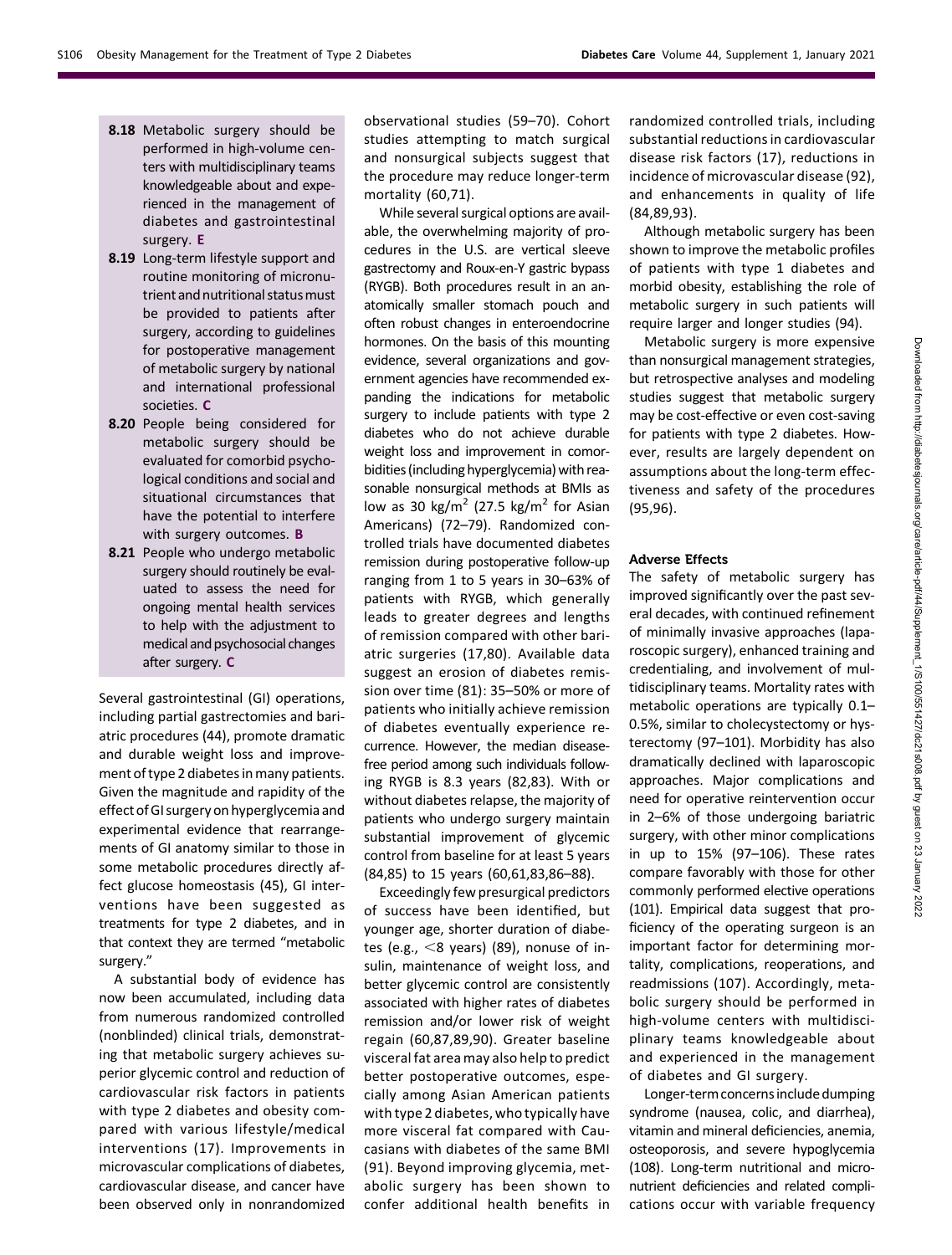**8.18** Metabolic surgery should be performed in high-volume centers with multidisciplinary teams knowledgeable about and experienced in the management of diabetes and gastrointestinal surgery. **E**

**8.19** Long-term lifestyle support and routine monitoring of micronutrient and nutritional status must be provided to patients after surgery, according to guidelines for postoperative management of metabolic surgery by national and international professional societies. **C**

**8.20** People being considered for metabolic surgery should be evaluated for comorbid psychological conditions and social and situational circumstances that have the potential to interfere with surgery outcomes. **B**

**8.21** People who undergo metabolic surgery should routinely be evaluated to assess the need for ongoing mental health services to help with the adjustment to medical and psychosocial changes after surgery. **C**

Several gastrointestinal (GI) operations, including partial gastrectomies and bariatric procedures (44), promote dramatic and durable weight loss and improvement of type 2 diabetes in many patients. Given the magnitude and rapidity of the effect of GI surgery on hyperglycemia and experimental evidence that rearrangements of GI anatomy similar to those in some metabolic procedures directly affect glucose homeostasis (45), GI interventions have been suggested as treatments for type 2 diabetes, and in that context they are termed "metabolic surgery."

A substantial body of evidence has now been accumulated, including data from numerous randomized controlled (nonblinded) clinical trials, demonstrating that metabolic surgery achieves superior glycemic control and reduction of cardiovascular risk factors in patients with type 2 diabetes and obesity compared with various lifestyle/medical interventions (17). Improvements in microvascular complications of diabetes, cardiovascular disease, and cancer have been observed only in nonrandomized observational studies (59–70). Cohort studies attempting to match surgical and nonsurgical subjects suggest that the procedure may reduce longer-term mortality (60,71).

While several surgical options are available, the overwhelming majority of procedures in the U.S. are vertical sleeve gastrectomy and Roux-en-Y gastric bypass (RYGB). Both procedures result in an anatomically smaller stomach pouch and often robust changes in enteroendocrine hormones. On the basis of this mounting evidence, several organizations and government agencies have recommended expanding the indications for metabolic surgery to include patients with type 2 diabetes who do not achieve durable weight loss and improvement in comorbidities (including hyperglycemia) with reasonable nonsurgical methods at BMIs as low as 30 kg/m$^2$ (27.5 kg/m$^2$ for Asian Americans) (72–79). Randomized controlled trials have documented diabetes remission during postoperative follow-up ranging from 1 to 5 years in 30–63% of patients with RYGB, which generally leads to greater degrees and lengths of remission compared with other bariatric surgeries (17,80). Available data suggest an erosion of diabetes remission over time (81): 35–50% or more of patients who initially achieve remission of diabetes eventually experience recurrence. However, the median disease-free period among such individuals following RYGB is 8.3 years (82,83). With or without diabetes relapse, the majority of patients who undergo surgery maintain substantial improvement of glycemic control from baseline for at least 5 years (84,85) to 15 years (60,61,83,86–88).

Exceedingly few presurgical predictors of success have been identified, but younger age, shorter duration of diabetes (e.g., <8 years) (89), nonuse of insulin, maintenance of weight loss, and better glycemic control are consistently associated with higher rates of diabetes remission and/or lower risk of weight regain (60,87,89,90). Greater baseline visceral fat area may also help to predict better postoperative outcomes, especially among Asian American patients with type 2 diabetes, who typically have more visceral fat compared with Caucasians with diabetes of the same BMI (91). Beyond improving glycemia, metabolic surgery has been shown to confer additional health benefits in randomized controlled trials, including substantial reductions in cardiovascular disease risk factors (17), reductions in incidence of microvascular disease (92), and enhancements in quality of life (84,89,93).

Although metabolic surgery has been shown to improve the metabolic profiles of patients with type 1 diabetes and morbid obesity, establishing the role of metabolic surgery in such patients will require larger and longer studies (94).

Metabolic surgery is more expensive than nonsurgical management strategies, but retrospective analyses and modeling studies suggest that metabolic surgery may be cost-effective or even cost-saving for patients with type 2 diabetes. However, results are largely dependent on assumptions about the long-term effectiveness and safety of the procedures (95,96).

### Adverse Effects

The safety of metabolic surgery has improved significantly over the past several decades, with continued refinement of minimally invasive approaches (laparoscopic surgery), enhanced training and credentialing, and involvement of multidisciplinary teams. Mortality rates with metabolic operations are typically 0.1–0.5%, similar to cholecystectomy or hysterectomy (97–101). Morbidity has also dramatically declined with laparoscopic approaches. Major complications and need for operative reintervention occur in 2–6% of those undergoing bariatric surgery, with other minor complications in up to 15% (97–106). These rates compare favorably with those for other commonly performed elective operations (101). Empirical data suggest that proficiency of the operating surgeon is an important factor for determining mortality, complications, reoperations, and readmissions (107). Accordingly, metabolic surgery should be performed in high-volume centers with multidisciplinary teams knowledgeable about and experienced in the management of diabetes and GI surgery.

Longer-term concerns include dumping syndrome (nausea, colic, and diarrhea), vitamin and mineral deficiencies, anemia, osteoporosis, and severe hypoglycemia (108). Long-term nutritional and micronutrient deficiencies and related complications occur with variable frequency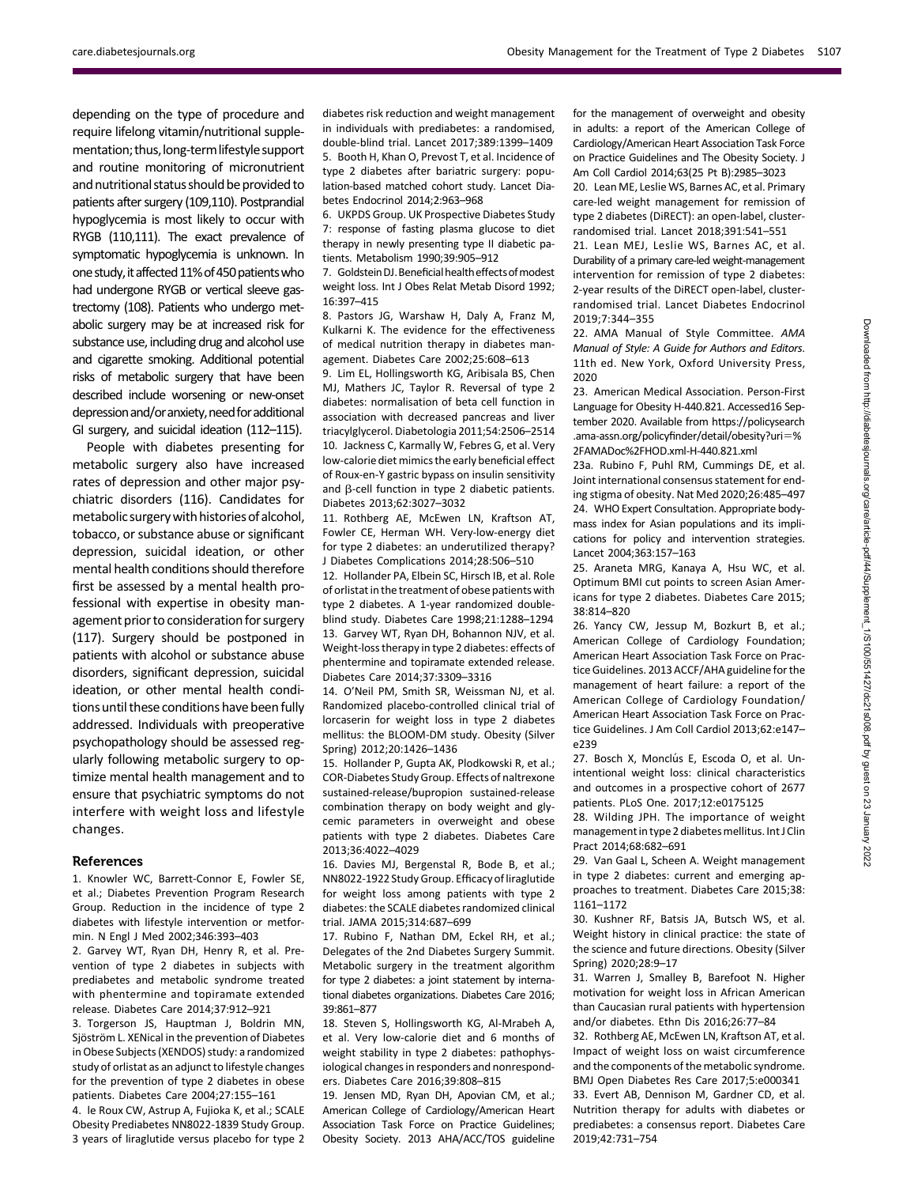depending on the type of procedure and require lifelong vitamin/nutritional supplementation; thus, long-term lifestyle support and routine monitoring of micronutrient and nutritional status should be provided to patients after surgery (109,110). Postprandial hypoglycemia is most likely to occur with RYGB (110,111). The exact prevalence of symptomatic hypoglycemia is unknown. In one study, it affected 11% of 450 patients who had undergone RYGB or vertical sleeve gastrectomy (108). Patients who undergo metabolic surgery may be at increased risk for substance use, including drug and alcohol use and cigarette smoking. Additional potential risks of metabolic surgery that have been described include worsening or new-onset depression and/or anxiety, need for additional GI surgery, and suicidal ideation (112–115).

People with diabetes presenting for metabolic surgery also have increased rates of depression and other major psychiatric disorders (116). Candidates for metabolic surgery with histories of alcohol, tobacco, or substance abuse or significant depression, suicidal ideation, or other mental health conditions should therefore first be assessed by a mental health professional with expertise in obesity management prior to consideration for surgery (117). Surgery should be postponed in patients with alcohol or substance abuse disorders, significant depression, suicidal ideation, or other mental health conditions until these conditions have been fully addressed. Individuals with preoperative psychopathology should be assessed regularly following metabolic surgery to optimize mental health management and to ensure that psychiatric symptoms do not interfere with weight loss and lifestyle changes.

## References

1. Knowler WC, Barrett-Connor E, Fowler SE, et al.; Diabetes Prevention Program Research Group. Reduction in the incidence of type 2 diabetes with lifestyle intervention or metformin. N Engl J Med 2002;346:393–403
2. Garvey WT, Ryan DH, Henry R, et al. Prevention of type 2 diabetes in subjects with prediabetes and metabolic syndrome treated with phentermine and topiramate extended release. Diabetes Care 2014;37:912–921
3. Torgerson JS, Hauptman J, Boldrin MN, Sjöström L. XENical in the prevention of Diabetes in Obese Subjects (XENDOS) study: a randomized study of orlistat as an adjunct to lifestyle changes for the prevention of type 2 diabetes in obese patients. Diabetes Care 2004;27:155–161
4. le Roux CW, Astrup A, Fujioka K, et al.; SCALE Obesity Prediabetes NN8022-1839 Study Group. 3 years of liraglutide versus placebo for type 2 diabetes risk reduction and weight management in individuals with prediabetes: a randomised, double-blind trial. Lancet 2017;389:1399–1409
5. Booth H, Khan O, Prevost T, et al. Incidence of type 2 diabetes after bariatric surgery: population-based matched cohort study. Lancet Diabetes Endocrinol 2014;2:963–968
6. UKPDS Group. UK Prospective Diabetes Study 7: response of fasting plasma glucose to diet therapy in newly presenting type II diabetic patients. Metabolism 1990;39:905–912
7. Goldstein DJ. Beneficial health effects of modest weight loss. Int J Obes Relat Metab Disord 1992; 16:397–415
8. Pastors JG, Warshaw H, Daly A, Franz M, Kulkarni K. The evidence for the effectiveness of medical nutrition therapy in diabetes management. Diabetes Care 2002;25:608–613
9. Lim EL, Hollingsworth KG, Aribisala BS, Chen MJ, Mathers JC, Taylor R. Reversal of type 2 diabetes: normalisation of beta cell function in association with decreased pancreas and liver triacylglycerol. Diabetologia 2011;54:2506–2514
10. Jackness C, Karmally W, Febres G, et al. Very low-calorie diet mimics the early beneficial effect of Roux-en-Y gastric bypass on insulin sensitivity and β-cell function in type 2 diabetic patients. Diabetes 2013;62:3027–3032
11. Rothberg AE, McEwen LN, Kraftson AT, Fowler CE, Herman WH. Very-low-energy diet for type 2 diabetes: an underutilized therapy? J Diabetes Complications 2014;28:506–510
12. Hollander PA, Elbein SC, Hirsch IB, et al. Role of orlistat in the treatment of obese patients with type 2 diabetes. A 1-year randomized double-blind study. Diabetes Care 1998;21:1288–1294
13. Garvey WT, Ryan DH, Bohannon NJV, et al. Weight-loss therapy in type 2 diabetes: effects of phentermine and topiramate extended release. Diabetes Care 2014;37:3309–3316
14. O'Neil PM, Smith SR, Weissman NJ, et al. Randomized placebo-controlled clinical trial of lorcaserin for weight loss in type 2 diabetes mellitus: the BLOOM-DM study. Obesity (Silver Spring) 2012;20:1426–1436
15. Hollander P, Gupta AK, Plodkowski R, et al.; COR-Diabetes Study Group. Effects of naltrexone sustained-release/bupropion sustained-release combination therapy on body weight and glycemic parameters in overweight and obese patients with type 2 diabetes. Diabetes Care 2013;36:4022–4029
16. Davies MJ, Bergenstal R, Bode B, et al.; NN8022-1922 Study Group. Efficacy of liraglutide for weight loss among patients with type 2 diabetes: the SCALE diabetes randomized clinical trial. JAMA 2015;314:687–699
17. Rubino F, Nathan DM, Eckel RH, et al.; Delegates of the 2nd Diabetes Surgery Summit. Metabolic surgery in the treatment algorithm for type 2 diabetes: a joint statement by international diabetes organizations. Diabetes Care 2016; 39:861–877
18. Steven S, Hollingsworth KG, Al-Mrabeh A, et al. Very low-calorie diet and 6 months of weight stability in type 2 diabetes: pathophysiological changes in responders and nonresponders. Diabetes Care 2016;39:808–815
19. Jensen MD, Ryan DH, Apovian CM, et al.; American College of Cardiology/American Heart Association Task Force on Practice Guidelines; Obesity Society. 2013 AHA/ACC/TOS guideline for the management of overweight and obesity in adults: a report of the American College of Cardiology/American Heart Association Task Force on Practice Guidelines and The Obesity Society. J Am Coll Cardiol 2014;63(25 Pt B):2985–3023
20. Lean ME, Leslie WS, Barnes AC, et al. Primary care-led weight management for remission of type 2 diabetes (DiRECT): an open-label, cluster-randomised trial. Lancet 2018;391:541–551
21. Lean MEJ, Leslie WS, Barnes AC, et al. Durability of a primary care-led weight-management intervention for remission of type 2 diabetes: 2-year results of the DiRECT open-label, cluster-randomised trial. Lancet Diabetes Endocrinol 2019;7:344–355
22. AMA Manual of Style Committee. *AMA Manual of Style: A Guide for Authors and Editors*. 11th ed. New York, Oxford University Press, 2020
23. American Medical Association. Person-First Language for Obesity H-440.821. Accessed16 September 2020. Available from https://policysearch.ama-assn.org/policyfinder/detail/obesity?uri=%2FAMADoc%2FHOD.xml-H-440.821.xml

23a. Rubino F, Puhl RM, Cummings DE, et al. Joint international consensus statement for ending stigma of obesity. Nat Med 2020;26:485–497

24. WHO Expert Consultation. Appropriate body-mass index for Asian populations and its implications for policy and intervention strategies. Lancet 2004;363:157–163
25. Araneta MRG, Kanaya A, Hsu WC, et al. Optimum BMI cut points to screen Asian Americans for type 2 diabetes. Diabetes Care 2015; 38:814–820
26. Yancy CW, Jessup M, Bozkurt B, et al.; American College of Cardiology Foundation; American Heart Association Task Force on Practice Guidelines. 2013 ACCF/AHA guideline for the management of heart failure: a report of the American College of Cardiology Foundation/American Heart Association Task Force on Practice Guidelines. J Am Coll Cardiol 2013;62:e147–e239
27. Bosch X, Monclús E, Escoda O, et al. Unintentional weight loss: clinical characteristics and outcomes in a prospective cohort of 2677 patients. PLoS One. 2017;12:e0175125
28. Wilding JPH. The importance of weight management in type 2 diabetes mellitus. Int J Clin Pract 2014;68:682–691
29. Van Gaal L, Scheen A. Weight management in type 2 diabetes: current and emerging approaches to treatment. Diabetes Care 2015;38: 1161–1172
30. Kushner RF, Batsis JA, Butsch WS, et al. Weight history in clinical practice: the state of the science and future directions. Obesity (Silver Spring) 2020;28:9–17
31. Warren J, Smalley B, Barefoot N. Higher motivation for weight loss in African American than Caucasian rural patients with hypertension and/or diabetes. Ethn Dis 2016;26:77–84
32. Rothberg AE, McEwen LN, Kraftson AT, et al. Impact of weight loss on waist circumference and the components of the metabolic syndrome. BMJ Open Diabetes Res Care 2017;5:e000341
33. Evert AB, Dennison M, Gardner CD, et al. Nutrition therapy for adults with diabetes or prediabetes: a consensus report. Diabetes Care 2019;42:731–754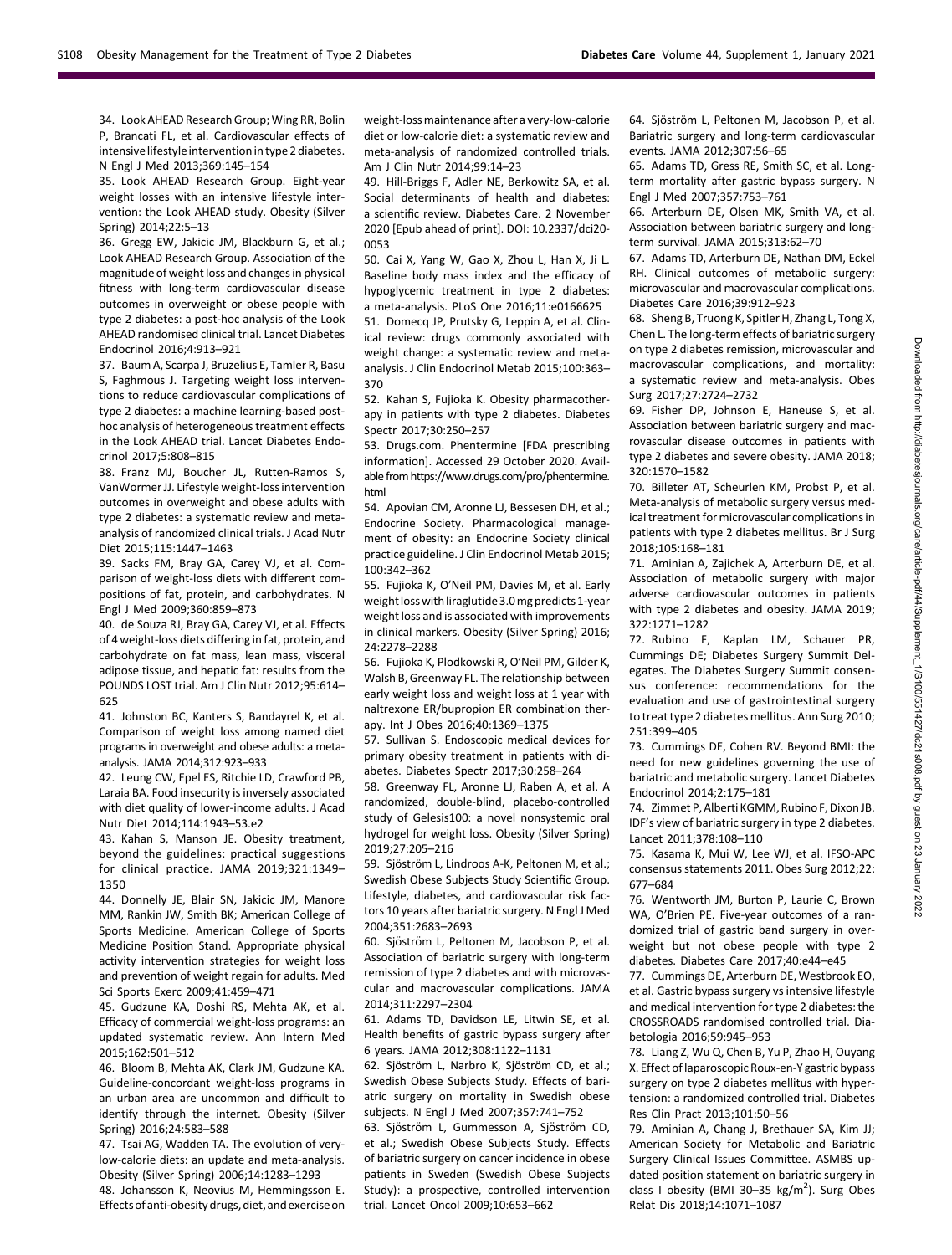34. Look AHEAD Research Group; Wing RR, Bolin P, Brancati FL, et al. Cardiovascular effects of intensive lifestyle intervention in type 2 diabetes. N Engl J Med 2013;369:145–154

35. Look AHEAD Research Group. Eight-year weight losses with an intensive lifestyle intervention: the Look AHEAD study. Obesity (Silver Spring) 2014;22:5–13

36. Gregg EW, Jakicic JM, Blackburn G, et al.; Look AHEAD Research Group. Association of the magnitude of weight loss and changes in physical fitness with long-term cardiovascular disease outcomes in overweight or obese people with type 2 diabetes: a post-hoc analysis of the Look AHEAD randomised clinical trial. Lancet Diabetes Endocrinol 2016;4:913–921

37. Baum A, Scarpa J, Bruzelius E, Tamler R, Basu S, Faghmous J. Targeting weight loss interventions to reduce cardiovascular complications of type 2 diabetes: a machine learning-based post-hoc analysis of heterogeneous treatment effects in the Look AHEAD trial. Lancet Diabetes Endocrinol 2017;5:808–815

38. Franz MJ, Boucher JL, Rutten-Ramos S, VanWormer JJ. Lifestyle weight-loss intervention outcomes in overweight and obese adults with type 2 diabetes: a systematic review and meta-analysis of randomized clinical trials. J Acad Nutr Diet 2015;115:1447–1463

39. Sacks FM, Bray GA, Carey VJ, et al. Comparison of weight-loss diets with different compositions of fat, protein, and carbohydrates. N Engl J Med 2009;360:859–873

40. de Souza RJ, Bray GA, Carey VJ, et al. Effects of 4 weight-loss diets differing in fat, protein, and carbohydrate on fat mass, lean mass, visceral adipose tissue, and hepatic fat: results from the POUNDS LOST trial. Am J Clin Nutr 2012;95:614–625

41. Johnston BC, Kanters S, Bandayrel K, et al. Comparison of weight loss among named diet programs in overweight and obese adults: a meta-analysis. JAMA 2014;312:923–933

42. Leung CW, Epel ES, Ritchie LD, Crawford PB, Laraia BA. Food insecurity is inversely associated with diet quality of lower-income adults. J Acad Nutr Diet 2014;114:1943–53.e2

43. Kahan S, Manson JE. Obesity treatment, beyond the guidelines: practical suggestions for clinical practice. JAMA 2019;321:1349–1350

44. Donnelly JE, Blair SN, Jakicic JM, Manore MM, Rankin JW, Smith BK; American College of Sports Medicine. American College of Sports Medicine Position Stand. Appropriate physical activity intervention strategies for weight loss and prevention of weight regain for adults. Med Sci Sports Exerc 2009;41:459–471

45. Gudzune KA, Doshi RS, Mehta AK, et al. Efficacy of commercial weight-loss programs: an updated systematic review. Ann Intern Med 2015;162:501–512

46. Bloom B, Mehta AK, Clark JM, Gudzune KA. Guideline-concordant weight-loss programs in an urban area are uncommon and difficult to identify through the internet. Obesity (Silver Spring) 2016;24:583–588

47. Tsai AG, Wadden TA. The evolution of very-low-calorie diets: an update and meta-analysis. Obesity (Silver Spring) 2006;14:1283–1293

48. Johansson K, Neovius M, Hemmingsson E. Effects of anti-obesity drugs, diet, and exercise on weight-loss maintenance after a very-low-calorie diet or low-calorie diet: a systematic review and meta-analysis of randomized controlled trials. Am J Clin Nutr 2014;99:14–23

49. Hill-Briggs F, Adler NE, Berkowitz SA, et al. Social determinants of health and diabetes: a scientific review. Diabetes Care. 2 November 2020 [Epub ahead of print]. DOI: 10.2337/dci20-0053

50. Cai X, Yang W, Gao X, Zhou L, Han X, Ji L. Baseline body mass index and the efficacy of hypoglycemic treatment in type 2 diabetes: a meta-analysis. PLoS One 2016;11:e0166625

51. Domecq JP, Prutsky G, Leppin A, et al. Clinical review: drugs commonly associated with weight change: a systematic review and meta-analysis. J Clin Endocrinol Metab 2015;100:363–370

52. Kahan S, Fujioka K. Obesity pharmacotherapy in patients with type 2 diabetes. Diabetes Spectr 2017;30:250–257

53. Drugs.com. Phentermine [FDA prescribing information]. Accessed 29 October 2020. Available from https://www.drugs.com/pro/phentermine.html

54. Apovian CM, Aronne LJ, Bessesen DH, et al.; Endocrine Society. Pharmacological management of obesity: an Endocrine Society clinical practice guideline. J Clin Endocrinol Metab 2015;100:342–362

55. Fujioka K, O'Neil PM, Davies M, et al. Early weight loss with liraglutide 3.0 mg predicts 1-year weight loss and is associated with improvements in clinical markers. Obesity (Silver Spring) 2016;24:2278–2288

56. Fujioka K, Plodkowski R, O'Neil PM, Gilder K, Walsh B, Greenway FL. The relationship between early weight loss and weight loss at 1 year with naltrexone ER/bupropion ER combination therapy. Int J Obes 2016;40:1369–1375

57. Sullivan S. Endoscopic medical devices for primary obesity treatment in patients with diabetes. Diabetes Spectr 2017;30:258–264

58. Greenway FL, Aronne LJ, Raben A, et al. A randomized, double-blind, placebo-controlled study of Gelesis100: a novel nonsystemic oral hydrogel for weight loss. Obesity (Silver Spring) 2019;27:205–216

59. Sjöström L, Lindroos A-K, Peltonen M, et al.; Swedish Obese Subjects Study Scientific Group. Lifestyle, diabetes, and cardiovascular risk factors 10 years after bariatric surgery. N Engl J Med 2004;351:2683–2693

60. Sjöström L, Peltonen M, Jacobson P, et al. Association of bariatric surgery with long-term remission of type 2 diabetes and with microvascular and macrovascular complications. JAMA 2014;311:2297–2304

61. Adams TD, Davidson LE, Litwin SE, et al. Health benefits of gastric bypass surgery after 6 years. JAMA 2012;308:1122–1131

62. Sjöström L, Narbro K, Sjöström CD, et al.; Swedish Obese Subjects Study. Effects of bariatric surgery on mortality in Swedish obese subjects. N Engl J Med 2007;357:741–752

63. Sjöström L, Gummesson A, Sjöström CD, et al.; Swedish Obese Subjects Study. Effects of bariatric surgery on cancer incidence in obese patients in Sweden (Swedish Obese Subjects Study): a prospective, controlled intervention trial. Lancet Oncol 2009;10:653–662

64. Sjöström L, Peltonen M, Jacobson P, et al. Bariatric surgery and long-term cardiovascular events. JAMA 2012;307:56–65

65. Adams TD, Gress RE, Smith SC, et al. Long-term mortality after gastric bypass surgery. N Engl J Med 2007;357:753–761

66. Arterburn DE, Olsen MK, Smith VA, et al. Association between bariatric surgery and long-term survival. JAMA 2015;313:62–70

67. Adams TD, Arterburn DE, Nathan DM, Eckel RH. Clinical outcomes of metabolic surgery: microvascular and macrovascular complications. Diabetes Care 2016;39:912–923

68. Sheng B, Truong K, Spitler H, Zhang L, Tong X, Chen L. The long-term effects of bariatric surgery on type 2 diabetes remission, microvascular and macrovascular complications, and mortality: a systematic review and meta-analysis. Obes Surg 2017;27:2724–2732

69. Fisher DP, Johnson E, Haneuse S, et al. Association between bariatric surgery and macrovascular disease outcomes in patients with type 2 diabetes and severe obesity. JAMA 2018;320:1570–1582

70. Billeter AT, Scheurlen KM, Probst P, et al. Meta-analysis of metabolic surgery versus medical treatment for microvascular complications in patients with type 2 diabetes mellitus. Br J Surg 2018;105:168–181

71. Aminian A, Zajichek A, Arterburn DE, et al. Association of metabolic surgery with major adverse cardiovascular outcomes in patients with type 2 diabetes and obesity. JAMA 2019;322:1271–1282

72. Rubino F, Kaplan LM, Schauer PR, Cummings DE; Diabetes Surgery Summit Delegates. The Diabetes Surgery Summit consensus conference: recommendations for the evaluation and use of gastrointestinal surgery to treat type 2 diabetes mellitus. Ann Surg 2010;251:399–405

73. Cummings DE, Cohen RV. Beyond BMI: the need for new guidelines governing the use of bariatric and metabolic surgery. Lancet Diabetes Endocrinol 2014;2:175–181

74. Zimmet P, Alberti KGMM, Rubino F, Dixon JB. IDF's view of bariatric surgery in type 2 diabetes. Lancet 2011;378:108–110

75. Kasama K, Mui W, Lee WJ, et al. IFSO-APC consensus statements 2011. Obes Surg 2012;22:677–684

76. Wentworth JM, Burton P, Laurie C, Brown WA, O'Brien PE. Five-year outcomes of a randomized trial of gastric band surgery in overweight but not obese people with type 2 diabetes. Diabetes Care 2017;40:e44–e45

77. Cummings DE, Arterburn DE, Westbrook EO, et al. Gastric bypass surgery vs intensive lifestyle and medical intervention for type 2 diabetes: the CROSSROADS randomised controlled trial. Diabetologia 2016;59:945–953

78. Liang Z, Wu Q, Chen B, Yu P, Zhao H, Ouyang X. Effect of laparoscopic Roux-en-Y gastric bypass surgery on type 2 diabetes mellitus with hypertension: a randomized controlled trial. Diabetes Res Clin Pract 2013;101:50–56

79. Aminian A, Chang J, Brethauer SA, Kim JJ; American Society for Metabolic and Bariatric Surgery Clinical Issues Committee. ASMBS updated position statement on bariatric surgery in class I obesity (BMI 30–35 $kg/m^2$). Surg Obes Relat Dis 2018;14:1071–1087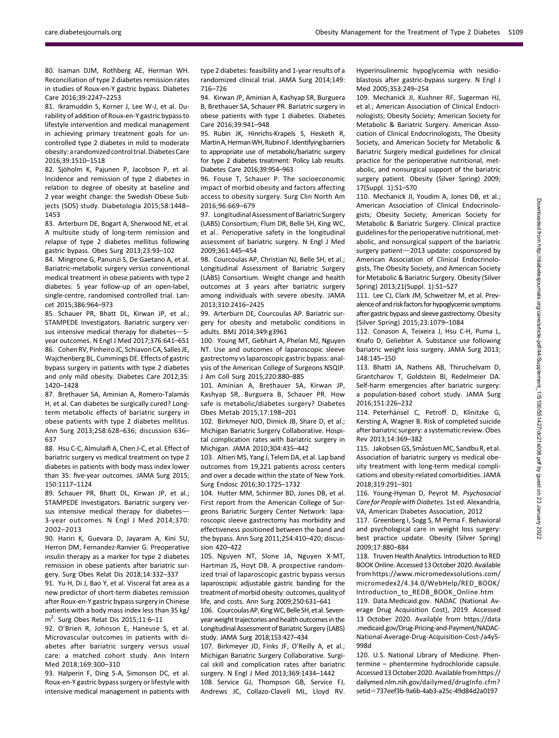80. Isaman DJM, Rothberg AE, Herman WH. Reconciliation of type 2 diabetes remission rates in studies of Roux-en-Y gastric bypass. Diabetes Care 2016;39:2247–2253

81. Ikramuddin S, Korner J, Lee W-J, et al. Durability of addition of Roux-en-Y gastric bypass to lifestyle intervention and medical management in achieving primary treatment goals for uncontrolled type 2 diabetes in mild to moderate obesity: a randomized control trial. Diabetes Care 2016;39:1510–1518

82. Sjöholm K, Pajunen P, Jacobson P, et al. Incidence and remission of type 2 diabetes in relation to degree of obesity at baseline and 2 year weight change: the Swedish Obese Subjects (SOS) study. Diabetologia 2015;58:1448–1453

83. Arterburn DE, Bogart A, Sherwood NE, et al. A multisite study of long-term remission and relapse of type 2 diabetes mellitus following gastric bypass. Obes Surg 2013;23:93–102

84. Mingrone G, Panunzi S, De Gaetano A, et al. Bariatric-metabolic surgery versus conventional medical treatment in obese patients with type 2 diabetes: 5 year follow-up of an open-label, single-centre, randomised controlled trial. Lancet 2015;386:964–973

85. Schauer PR, Bhatt DL, Kirwan JP, et al.; STAMPEDE Investigators. Bariatric surgery versus intensive medical therapy for diabetes—5-year outcomes. N Engl J Med 2017;376:641–651

86. Cohen RV, Pinheiro JC, Schiavon CA, Salles JE, Wajchenberg BL, Cummings DE. Effects of gastric bypass surgery in patients with type 2 diabetes and only mild obesity. Diabetes Care 2012;35:1420–1428

87. Brethauer SA, Aminian A, Romero-Talamás H, et al. Can diabetes be surgically cured? Long-term metabolic effects of bariatric surgery in obese patients with type 2 diabetes mellitus. Ann Surg 2013;258:628–636; discussion 636–637

88. Hsu C-C, Almulaifi A, Chen J-C, et al. Effect of bariatric surgery vs medical treatment on type 2 diabetes in patients with body mass index lower than 35: five-year outcomes. JAMA Surg 2015;150:1117–1124

89. Schauer PR, Bhatt DL, Kirwan JP, et al.; STAMPEDE Investigators. Bariatric surgery versus intensive medical therapy for diabetes—3-year outcomes. N Engl J Med 2014;370:2002–2013

90. Hariri K, Guevara D, Jayaram A, Kini SU, Herron DM, Fernandez-Ranvier G. Preoperative insulin therapy as a marker for type 2 diabetes remission in obese patients after bariatric surgery. Surg Obes Relat Dis 2018;14:332–337

91. Yu H, Di J, Bao Y, et al. Visceral fat area as a new predictor of short-term diabetes remission after Roux-en-Y gastric bypass surgery in Chinese patients with a body mass index less than 35 kg/m$^2$. Surg Obes Relat Dis 2015;11:6–11

92. O'Brien R, Johnson E, Haneuse S, et al. Microvascular outcomes in patients with diabetes after bariatric surgery versus usual care: a matched cohort study. Ann Intern Med 2018;169:300–310

93. Halperin F, Ding S-A, Simonson DC, et al. Roux-en-Y gastric bypass surgery or lifestyle with intensive medical management in patients with type 2 diabetes: feasibility and 1-year results of a randomized clinical trial. JAMA Surg 2014;149:716–726

94. Kirwan JP, Aminian A, Kashyap SR, Burguera B, Brethauer SA, Schauer PR. Bariatric surgery in obese patients with type 1 diabetes. Diabetes Care 2016;39:941–948

95. Rubin JK, Hinrichs-Krapels S, Hesketh R, Martin A, Herman WH, Rubino F. Identifying barriers to appropriate use of metabolic/bariatric surgery for type 2 diabetes treatment: Policy Lab results. Diabetes Care 2016;39:954–963

96. Fouse T, Schauer P. The socioeconomic impact of morbid obesity and factors affecting access to obesity surgery. Surg Clin North Am 2016;96:669–679

97. Longitudinal Assessment of Bariatric Surgery (LABS) Consortium; Flum DR, Belle SH, King WC, et al.. Perioperative safety in the longitudinal assessment of bariatric surgery. N Engl J Med 2009;361:445–454

98. Courcoulas AP, Christian NJ, Belle SH, et al.; Longitudinal Assessment of Bariatric Surgery (LABS) Consortium. Weight change and health outcomes at 3 years after bariatric surgery among individuals with severe obesity. JAMA 2013;310:2416–2425

99. Arterburn DE, Courcoulas AP. Bariatric surgery for obesity and metabolic conditions in adults. BMJ 2014;349:g3961

100. Young MT, Gebhart A, Phelan MJ, Nguyen NT. Use and outcomes of laparoscopic sleeve gastrectomy vs laparoscopic gastric bypass: analysis of the American College of Surgeons NSQIP. J Am Coll Surg 2015;220:880–885

101. Aminian A, Brethauer SA, Kirwan JP, Kashyap SR, Burguera B, Schauer PR. How safe is metabolic/diabetes surgery? Diabetes Obes Metab 2015;17:198–201

102. Birkmeyer NJO, Dimick JB, Share D, et al.; Michigan Bariatric Surgery Collaborative. Hospital complication rates with bariatric surgery in Michigan. JAMA 2010;304:435–442

103. Altieri MS, Yang J, Telem DA, et al. Lap band outcomes from 19,221 patients across centers and over a decade within the state of New York. Surg Endosc 2016;30:1725–1732

104. Hutter MM, Schirmer BD, Jones DB, et al. First report from the American College of Surgeons Bariatric Surgery Center Network: laparoscopic sleeve gastrectomy has morbidity and effectiveness positioned between the band and the bypass. Ann Surg 2011;254:410–420; discussion 420–422

105. Nguyen NT, Slone JA, Nguyen X-MT, Hartman JS, Hoyt DB. A prospective randomized trial of laparoscopic gastric bypass versus laparoscopic adjustable gastric banding for the treatment of morbid obesity: outcomes, quality of life, and costs. Ann Surg 2009;250:631–641

106. Courcoulas AP, King WC, Belle SH, et al. Seven-year weight trajectories and health outcomes in the Longitudinal Assessment of Bariatric Surgery (LABS) study. JAMA Surg 2018;153:427–434

107. Birkmeyer JD, Finks JF, O'Reilly A, et al.; Michigan Bariatric Surgery Collaborative. Surgical skill and complication rates after bariatric surgery. N Engl J Med 2013;369:1434–1442

108. Service GJ, Thompson GB, Service FJ, Andrews JC, Collazo-Clavell ML, Lloyd RV. Hyperinsulinemic hypoglycemia with nesidioblastosis after gastric-bypass surgery. N Engl J Med 2005;353:249–254

109. Mechanick JI, Kushner RF, Sugerman HJ, et al.; American Association of Clinical Endocrinologists; Obesity Society; American Society for Metabolic & Bariatric Surgery. American Association of Clinical Endocrinologists, The Obesity Society, and American Society for Metabolic & Bariatric Surgery medical guidelines for clinical practice for the perioperative nutritional, metabolic, and nonsurgical support of the bariatric surgery patient. Obesity (Silver Spring) 2009;17(Suppl. 1):S1–S70

110. Mechanick JI, Youdim A, Jones DB, et al.; American Association of Clinical Endocrinologists; Obesity Society; American Society for Metabolic & Bariatric Surgery. Clinical practice guidelines for the perioperative nutritional, metabolic, and nonsurgical support of the bariatric surgery patient—2013 update: cosponsored by American Association of Clinical Endocrinologists, The Obesity Society, and American Society for Metabolic & Bariatric Surgery. Obesity (Silver Spring) 2013;21(Suppl. 1):S1–S27

111. Lee CJ, Clark JM, Schweitzer M, et al. Prevalence of and risk factors for hypoglycemic symptoms after gastric bypass and sleeve gastrectomy. Obesity (Silver Spring) 2015;23:1079–1084

112. Conason A, Teixeira J, Hsu C-H, Puma L, Knafo D, Geliebter A. Substance use following bariatric weight loss surgery. JAMA Surg 2013;148:145–150

113. Bhatti JA, Nathens AB, Thiruchelvam D, Grantcharov T, Goldstein BI, Redelmeier DA. Self-harm emergencies after bariatric surgery: a population-based cohort study. JAMA Surg 2016;151:226–232

114. Peterhänsel C, Petroff D, Klinitzke G, Kersting A, Wagner B. Risk of completed suicide after bariatric surgery: a systematic review. Obes Rev 2013;14:369–382

115. Jakobsen GS, Småstuen MC, Sandbu R, et al. Association of bariatric surgery vs medical obesity treatment with long-term medical complications and obesity-related comorbidities. JAMA 2018;319:291–301

116. Young-Hyman D, Peyrot M. *Psychosocial Care for People with Diabetes*. 1st ed. Alexandria, VA, American Diabetes Association, 2012

117. Greenberg I, Sogg S, M Perna F. Behavioral and psychological care in weight loss surgery: best practice update. Obesity (Silver Spring) 2009;17:880–884

118. Truven Health Analytics. Introduction to RED BOOK Online. Accessed 13 October 2020. Available from https://www.micromedexsolutions.com/micromedex2/4.34.0/WebHelp/RED_BOOK/Introduction_to_REDB_BOOK_Online.htm

119. Data.Medicaid.gov. NADAC (National Average Drug Acquisition Cost), 2019. Accessed 13 October 2020. Available from https://data.medicaid.gov/Drug-Pricing-and-Payment/NADAC-National-Average-Drug-Acquisition-Cost-/a4y5-998d

120. U.S. National Library of Medicine. Phentermine – phentermine hydrochloride capsule. Accessed 13 October 2020. Available from https://dailymed.nlm.nih.gov/dailymed/drugInfo.cfm?setid=737eef3b-9a6b-4ab3-a25c-49d84d2a0197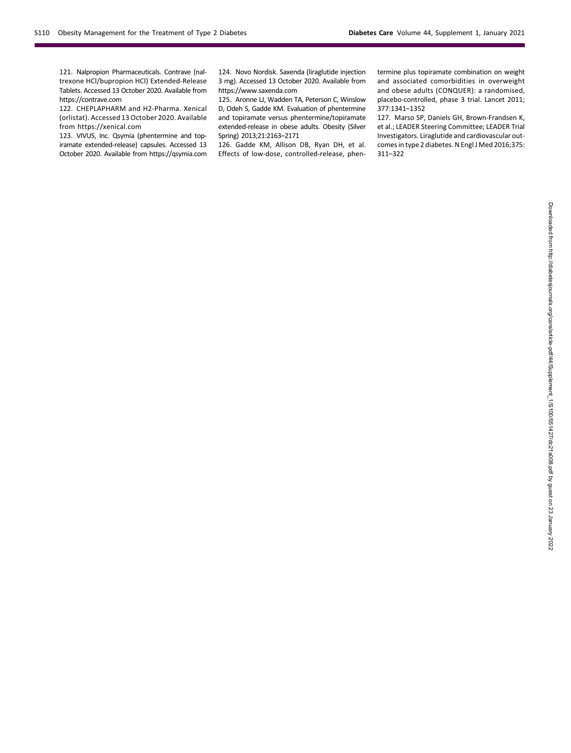121. Nalpropion Pharmaceuticals. Contrave (naltrexone HCl/bupropion HCl) Extended-Release Tablets. Accessed 13 October 2020. Available from https://contrave.com

122. CHEPLAPHARM and H2-Pharma. Xenical (orlistat). Accessed 13 October 2020. Available from https://xenical.com

123. VIVUS, Inc. Qsymia (phentermine and topiramate extended-release) capsules. Accessed 13 October 2020. Available from https://qsymia.com

124. Novo Nordisk. Saxenda (liraglutide injection 3 mg). Accessed 13 October 2020. Available from https://www.saxenda.com

125. Aronne LJ, Wadden TA, Peterson C, Winslow D, Odeh S, Gadde KM. Evaluation of phentermine and topiramate versus phentermine/topiramate extended-release in obese adults. Obesity (Silver Spring) 2013;21:2163–2171

126. Gadde KM, Allison DB, Ryan DH, et al. Effects of low-dose, controlled-release, phentermine plus topiramate combination on weight and associated comorbidities in overweight and obese adults (CONQUER): a randomised, placebo-controlled, phase 3 trial. Lancet 2011; 377:1341–1352

127. Marso SP, Daniels GH, Brown-Frandsen K, et al.; LEADER Steering Committee; LEADER Trial Investigators. Liraglutide and cardiovascular outcomes in type 2 diabetes. N Engl J Med 2016;375: 311–322